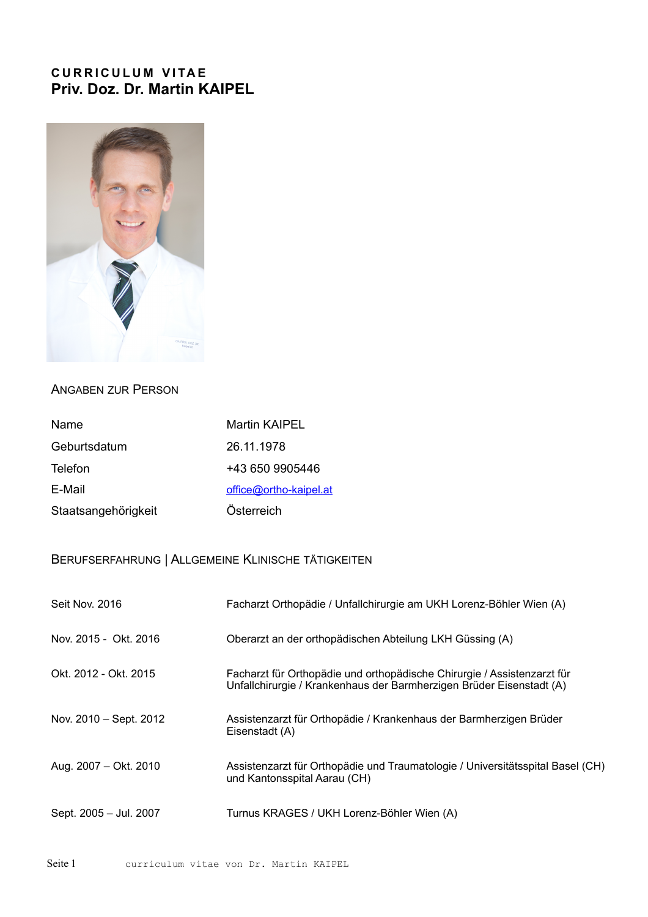# CURRICULUM VITAE
## Priv. Doz. Dr. Martin KAIPEL

### Angaben zur Person

| | |
|---|---|
| Name | Martin KAIPEL |
| Geburtsdatum | 26.11.1978 |
| Telefon | +43 650 9905446 |
| E-Mail | office@ortho-kaipel.at |
| Staatsangehörigkeit | Österreich |

### Berufserfahrung | Allgemeine Klinische Tätigkeiten

| | |
|---|---|
| Seit Nov. 2016 | Facharzt Orthopädie / Unfallchirurgie am UKH Lorenz-Böhler Wien (A) |
| Nov. 2015 - Okt. 2016 | Oberarzt an der orthopädischen Abteilung LKH Güssing (A) |
| Okt. 2012 - Okt. 2015 | Facharzt für Orthopädie und orthopädische Chirurgie / Assistenzarzt für Unfallchirurgie / Krankenhaus der Barmherzigen Brüder Eisenstadt (A) |
| Nov. 2010 – Sept. 2012 | Assistenzarzt für Orthopädie / Krankenhaus der Barmherzigen Brüder Eisenstadt (A) |
| Aug. 2007 – Okt. 2010 | Assistenzarzt für Orthopädie und Traumatologie / Universitätsspital Basel (CH) und Kantonsspital Aarau (CH) |
| Sept. 2005 – Jul. 2007 | Turnus KRAGES / UKH Lorenz-Böhler Wien (A) |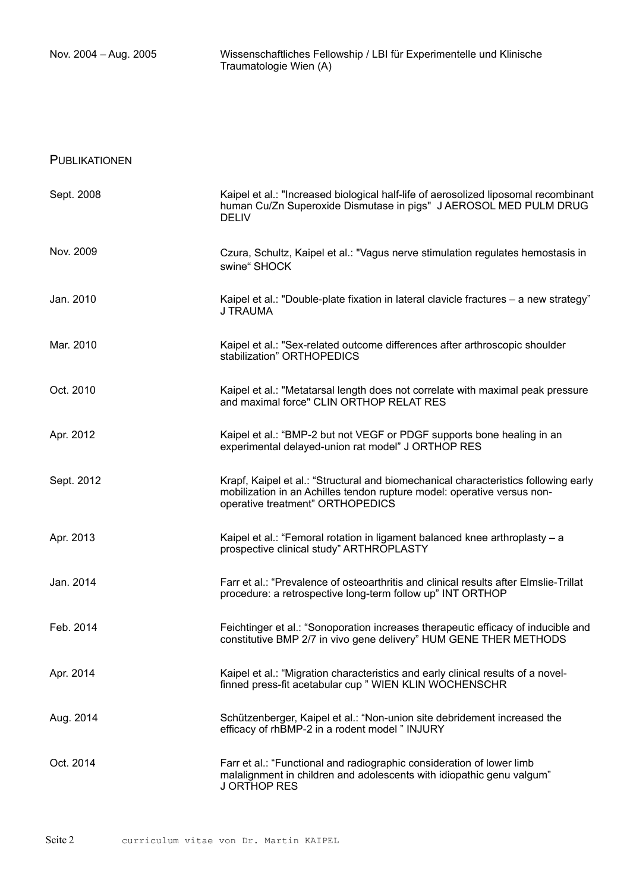Nov. 2004 – Aug. 2005 Wissenschaftliches Fellowship / LBI für Experimentelle und Klinische Traumatologie Wien (A)

## Publikationen

| | |
|---|---|
| Sept. 2008 | Kaipel et al.: "Increased biological half-life of aerosolized liposomal recombinant human Cu/Zn Superoxide Dismutase in pigs" J AEROSOL MED PULM DRUG DELIV |
| Nov. 2009 | Czura, Schultz, Kaipel et al.: "Vagus nerve stimulation regulates hemostasis in swine“ SHOCK |
| Jan. 2010 | Kaipel et al.: "Double-plate fixation in lateral clavicle fractures – a new strategy" J TRAUMA |
| Mar. 2010 | Kaipel et al.: "Sex-related outcome differences after arthroscopic shoulder stabilization" ORTHOPEDICS |
| Oct. 2010 | Kaipel et al.: "Metatarsal length does not correlate with maximal peak pressure and maximal force" CLIN ORTHOP RELAT RES |
| Apr. 2012 | Kaipel et al.: "BMP-2 but not VEGF or PDGF supports bone healing in an experimental delayed-union rat model" J ORTHOP RES |
| Sept. 2012 | Krapf, Kaipel et al.: "Structural and biomechanical characteristics following early mobilization in an Achilles tendon rupture model: operative versus non-operative treatment" ORTHOPEDICS |
| Apr. 2013 | Kaipel et al.: "Femoral rotation in ligament balanced knee arthroplasty – a prospective clinical study" ARTHROPLASTY |
| Jan. 2014 | Farr et al.: "Prevalence of osteoarthritis and clinical results after Elmslie-Trillat procedure: a retrospective long-term follow up" INT ORTHOP |
| Feb. 2014 | Feichtinger et al.: "Sonoporation increases therapeutic efficacy of inducible and constitutive BMP 2/7 in vivo gene delivery" HUM GENE THER METHODS |
| Apr. 2014 | Kaipel et al.: "Migration characteristics and early clinical results of a novel-finned press-fit acetabular cup " WIEN KLIN WOCHENSCHR |
| Aug. 2014 | Schützenberger, Kaipel et al.: "Non-union site debridement increased the efficacy of rhBMP-2 in a rodent model " INJURY |
| Oct. 2014 | Farr et al.: "Functional and radiographic consideration of lower limb malalignment in children and adolescents with idiopathic genu valgum" J ORTHOP RES |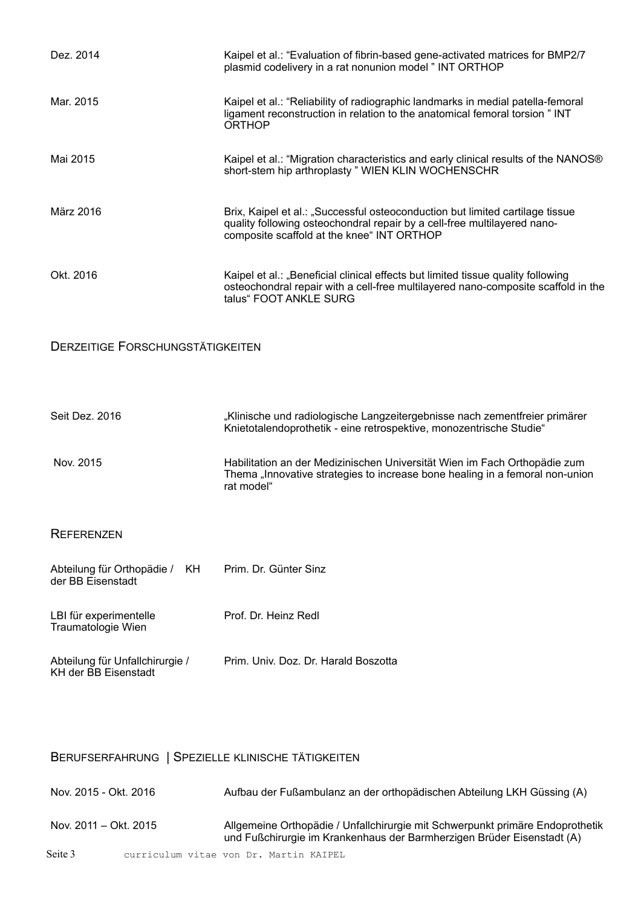| | |
|---|---|
| Dez. 2014 | Kaipel et al.: "Evaluation of fibrin-based gene-activated matrices for BMP2/7 plasmid codelivery in a rat nonunion model " INT ORTHOP |
| Mar. 2015 | Kaipel et al.: "Reliability of radiographic landmarks in medial patella-femoral ligament reconstruction in relation to the anatomical femoral torsion " INT ORTHOP |
| Mai 2015 | Kaipel et al.: "Migration characteristics and early clinical results of the NANOS® short-stem hip arthroplasty " WIEN KLIN WOCHENSCHR |
| März 2016 | Brix, Kaipel et al.: „Successful osteoconduction but limited cartilage tissue quality following osteochondral repair by a cell-free multilayered nano-composite scaffold at the knee" INT ORTHOP |
| Okt. 2016 | Kaipel et al.: „Beneficial clinical effects but limited tissue quality following osteochondral repair with a cell-free multilayered nano-composite scaffold in the talus" FOOT ANKLE SURG |

## Derzeitige Forschungstätigkeiten

| | |
|---|---|
| Seit Dez. 2016 | „Klinische und radiologische Langzeitergebnisse nach zementfreier primärer Knietotalendoprothetik - eine retrospektive, monozentrische Studie" |
| Nov. 2015 | Habilitation an der Medizinischen Universität Wien im Fach Orthopädie zum Thema „Innovative strategies to increase bone healing in a femoral non-union rat model" |

## Referenzen

| | |
|---|---|
| Abteilung für Orthopädie / KH der BB Eisenstadt | Prim. Dr. Günter Sinz |
| LBI für experimentelle Traumatologie Wien | Prof. Dr. Heinz Redl |
| Abteilung für Unfallchirurgie / KH der BB Eisenstadt | Prim. Univ. Doz. Dr. Harald Boszotta |

## Berufserfahrung | Spezielle klinische Tätigkeiten

| | |
|---|---|
| Nov. 2015 - Okt. 2016 | Aufbau der Fußambulanz an der orthopädischen Abteilung LKH Güssing (A) |
| Nov. 2011 – Okt. 2015 | Allgemeine Orthopädie / Unfallchirurgie mit Schwerpunkt primäre Endoprothetik und Fußchirurgie im Krankenhaus der Barmherzigen Brüder Eisenstadt (A) |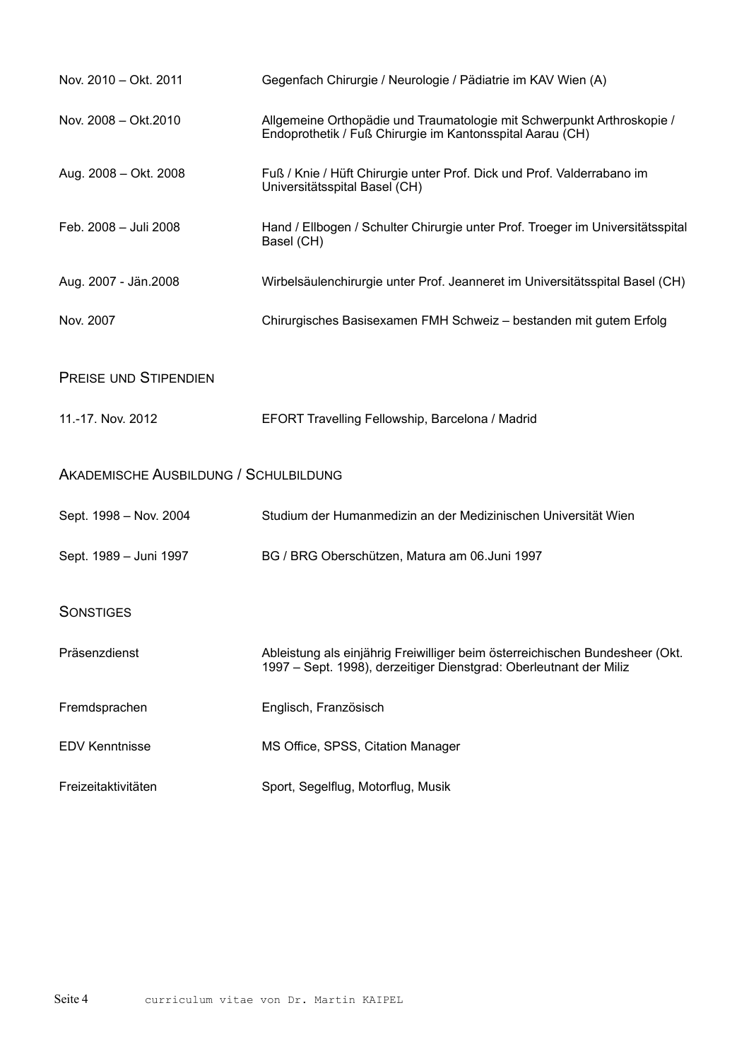| | |
|---|---|
| Nov. 2010 – Okt. 2011 | Gegenfach Chirurgie / Neurologie / Pädiatrie im KAV Wien (A) |
| Nov. 2008 – Okt.2010 | Allgemeine Orthopädie und Traumatologie mit Schwerpunkt Arthroskopie / Endoprothetik / Fuß Chirurgie im Kantonsspital Aarau (CH) |
| Aug. 2008 – Okt. 2008 | Fuß / Knie / Hüft Chirurgie unter Prof. Dick und Prof. Valderrabano im Universitätsspital Basel (CH) |
| Feb. 2008 – Juli 2008 | Hand / Ellbogen / Schulter Chirurgie unter Prof. Troeger im Universitätsspital Basel (CH) |
| Aug. 2007 - Jän.2008 | Wirbelsäulenchirurgie unter Prof. Jeanneret im Universitätsspital Basel (CH) |
| Nov. 2007 | Chirurgisches Basisexamen FMH Schweiz – bestanden mit gutem Erfolg |

## Preise und Stipendien

| | |
|---|---|
| 11.-17. Nov. 2012 | EFORT Travelling Fellowship, Barcelona / Madrid |

## Akademische Ausbildung / Schulbildung

| | |
|---|---|
| Sept. 1998 – Nov. 2004 | Studium der Humanmedizin an der Medizinischen Universität Wien |
| Sept. 1989 – Juni 1997 | BG / BRG Oberschützen, Matura am 06.Juni 1997 |

## Sonstiges

| | |
|---|---|
| Präsenzdienst | Ableistung als einjährig Freiwilliger beim österreichischen Bundesheer (Okt. 1997 – Sept. 1998), derzeitiger Dienstgrad: Oberleutnant der Miliz |
| Fremdsprachen | Englisch, Französisch |
| EDV Kenntnisse | MS Office, SPSS, Citation Manager |
| Freizeitaktivitäten | Sport, Segelflug, Motorflug, Musik |